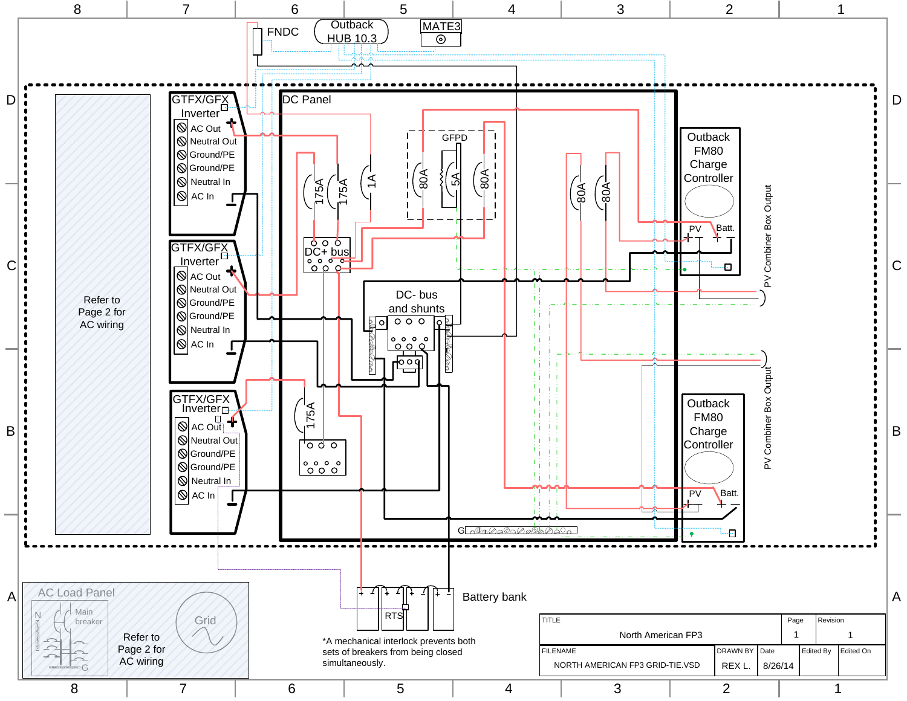FNDC

Outback HUB 10.3

MATE3

GTFX/GFX Inverter

- AC Out
- Neutral Out
- Ground/PE
- Ground/PE
- Neutral In
- AC In

GTFX/GFX Inverter

- AC Out
- Neutral Out
- Ground/PE
- Ground/PE
- Neutral In
- AC In

GTFX/GFX Inverter

- AC Out
- Neutral Out
- Ground/PE
- Ground/PE
- Neutral In
- AC In

Refer to Page 2 for AC wiring

DC Panel

175A 175A 1A

GFPD 80A 5A 80A

80A 80A

DC+ bus

DC- bus and shunts

175A

G

Outback FM80 Charge Controller

PV Batt.

PV Combiner Box Output

Outback FM80 Charge Controller

PV Batt.

PV Combiner Box Output

AC Load Panel

N Main breaker G

Refer to Page 2 for AC wiring

Grid

RTS

Battery bank

*A mechanical interlock prevents both sets of breakers from being closed simultaneously.

| TITLE | | | | Page | Revision |
|---|---|---|---|---|---|
| North American FP3 | | | | 1 | 1 |
| FILENAME | DRAWN BY | Date | Edited By | Edited On | |
| NORTH AMERICAN FP3 GRID-TIE.VSD | REX L. | 8/26/14 | | | |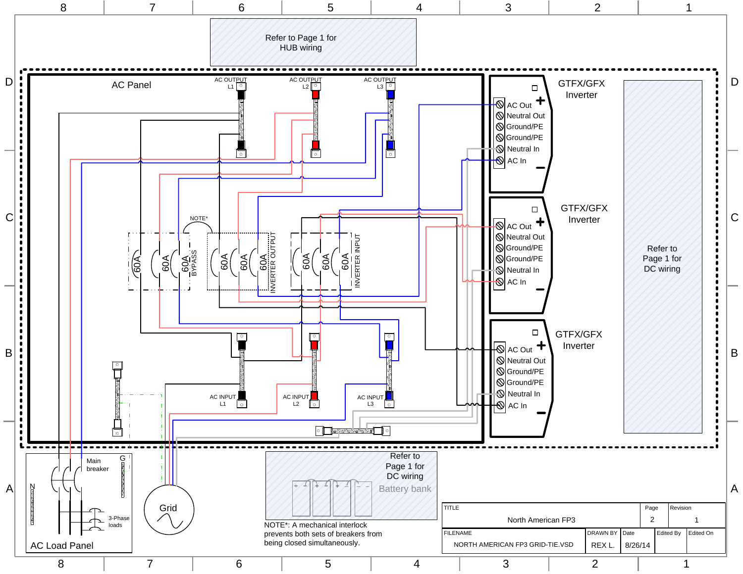Refer to Page 1 for HUB wiring

AC Panel

AC OUTPUT L1

AC OUTPUT L2

AC OUTPUT L3

GTFX/GFX Inverter

AC Out

Neutral Out

Ground/PE

Ground/PE

Neutral In

AC In

GTFX/GFX Inverter

AC Out

Neutral Out

Ground/PE

Ground/PE

Neutral In

AC In

GTFX/GFX Inverter

AC Out

Neutral Out

Ground/PE

Ground/PE

Neutral In

AC In

Refer to Page 1 for DC wiring

NOTE*

60A 60A 60A BYPASS

60A 60A 60A INVERTER OUTPUT

60A 60A 60A INVERTER INPUT

AC INPUT L1

AC INPUT L2

AC INPUT L3

Main breaker

G

N

3-Phase loads

AC Load Panel

Grid

Refer to Page 1 for DC wiring

Battery bank

NOTE*: A mechanical interlock prevents both sets of breakers from being closed simultaneously.

| TITLE | | Page | Revision | |
|---|---|---|---|---|
| North American FP3 | | 2 | 1 | |
| FILENAME | DRAWN BY | Date | Edited By | Edited On |
| NORTH AMERICAN FP3 GRID-TIE.VSD | REX L. | 8/26/14 | | |